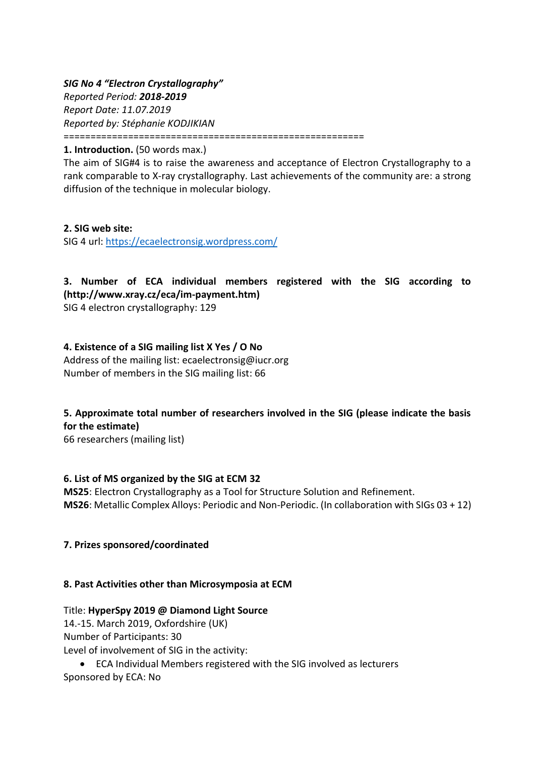***SIG No 4 "Electron Crystallography"***
*Reported Period: **2018-2019***
*Report Date: 11.07.2019*
*Reported by: Stéphanie KODJIKIAN*
========================================================

**1. Introduction.** (50 words max.)
The aim of SIG#4 is to raise the awareness and acceptance of Electron Crystallography to a rank comparable to X-ray crystallography. Last achievements of the community are: a strong diffusion of the technique in molecular biology.

**2. SIG web site:**
SIG 4 url: [https://ecaelectronsig.wordpress.com/](https://ecaelectronsig.wordpress.com/)

**3. Number of ECA individual members registered with the SIG according to (http://www.xray.cz/eca/im-payment.htm)**
SIG 4 electron crystallography: 129

**4. Existence of a SIG mailing list X Yes / O No**
Address of the mailing list: ecaelectronsig@iucr.org
Number of members in the SIG mailing list: 66

**5. Approximate total number of researchers involved in the SIG (please indicate the basis for the estimate)**
66 researchers (mailing list)

**6. List of MS organized by the SIG at ECM 32**
**MS25**: Electron Crystallography as a Tool for Structure Solution and Refinement.
**MS26**: Metallic Complex Alloys: Periodic and Non-Periodic. (In collaboration with SIGs 03 + 12)

**7. Prizes sponsored/coordinated**

**8. Past Activities other than Microsymposia at ECM**

Title: **HyperSpy 2019 @ Diamond Light Source**
14.-15. March 2019, Oxfordshire (UK)
Number of Participants: 30
Level of involvement of SIG in the activity:

- ECA Individual Members registered with the SIG involved as lecturers

Sponsored by ECA: No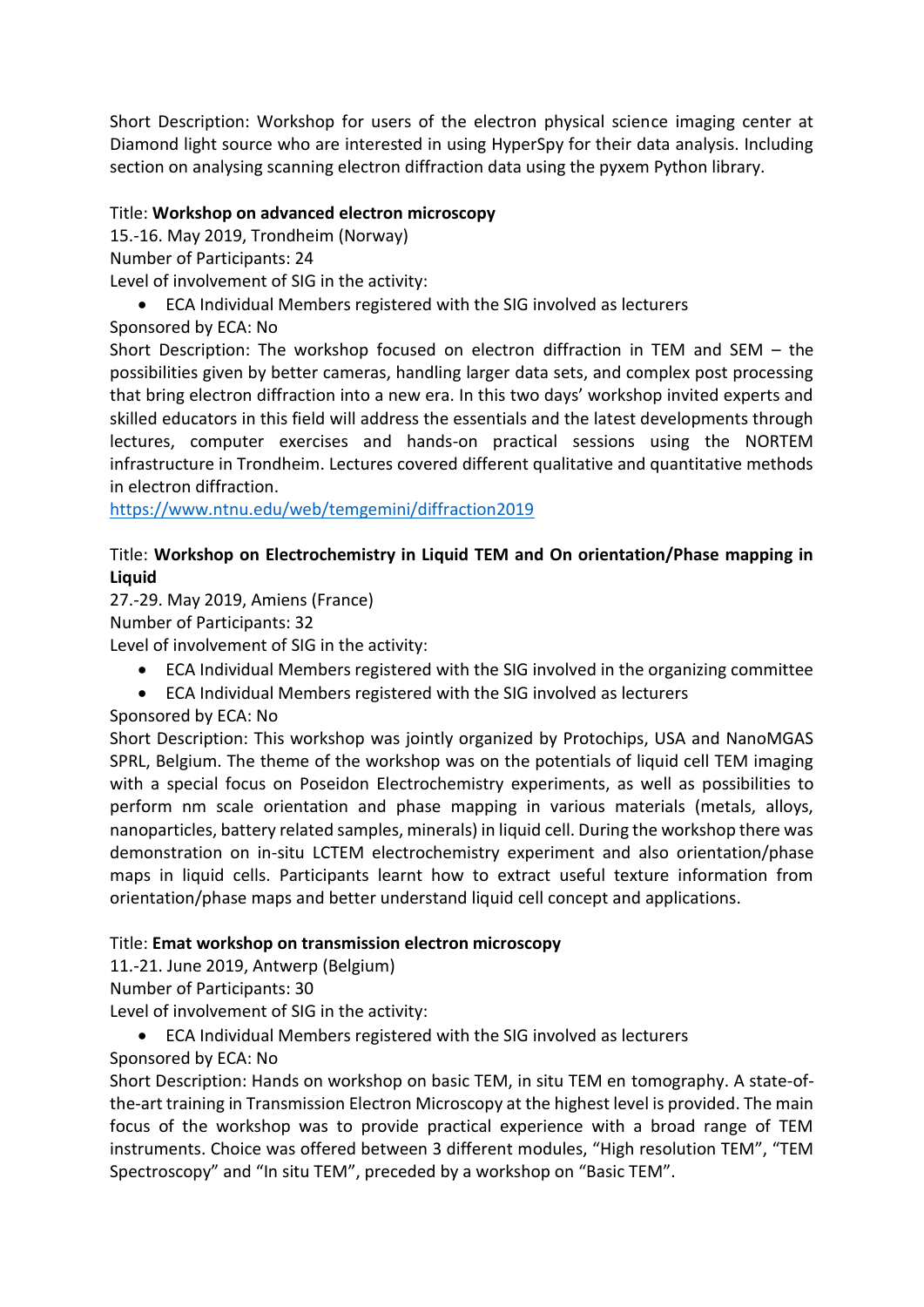Short Description: Workshop for users of the electron physical science imaging center at Diamond light source who are interested in using HyperSpy for their data analysis. Including section on analysing scanning electron diffraction data using the pyxem Python library.

Title: **Workshop on advanced electron microscopy**
15.-16. May 2019, Trondheim (Norway)
Number of Participants: 24
Level of involvement of SIG in the activity:

- ECA Individual Members registered with the SIG involved as lecturers

Sponsored by ECA: No
Short Description: The workshop focused on electron diffraction in TEM and SEM – the possibilities given by better cameras, handling larger data sets, and complex post processing that bring electron diffraction into a new era. In this two days' workshop invited experts and skilled educators in this field will address the essentials and the latest developments through lectures, computer exercises and hands-on practical sessions using the NORTEM infrastructure in Trondheim. Lectures covered different qualitative and quantitative methods in electron diffraction.
https://www.ntnu.edu/web/temgemini/diffraction2019

Title: **Workshop on Electrochemistry in Liquid TEM and On orientation/Phase mapping in Liquid**
27.-29. May 2019, Amiens (France)
Number of Participants: 32
Level of involvement of SIG in the activity:

- ECA Individual Members registered with the SIG involved in the organizing committee
- ECA Individual Members registered with the SIG involved as lecturers

Sponsored by ECA: No
Short Description: This workshop was jointly organized by Protochips, USA and NanoMGAS SPRL, Belgium. The theme of the workshop was on the potentials of liquid cell TEM imaging with a special focus on Poseidon Electrochemistry experiments, as well as possibilities to perform nm scale orientation and phase mapping in various materials (metals, alloys, nanoparticles, battery related samples, minerals) in liquid cell. During the workshop there was demonstration on in-situ LCTEM electrochemistry experiment and also orientation/phase maps in liquid cells. Participants learnt how to extract useful texture information from orientation/phase maps and better understand liquid cell concept and applications.

Title: **Emat workshop on transmission electron microscopy**
11.-21. June 2019, Antwerp (Belgium)
Number of Participants: 30
Level of involvement of SIG in the activity:

- ECA Individual Members registered with the SIG involved as lecturers

Sponsored by ECA: No
Short Description: Hands on workshop on basic TEM, in situ TEM en tomography. A state-of-the-art training in Transmission Electron Microscopy at the highest level is provided. The main focus of the workshop was to provide practical experience with a broad range of TEM instruments. Choice was offered between 3 different modules, "High resolution TEM", "TEM Spectroscopy" and "In situ TEM", preceded by a workshop on "Basic TEM".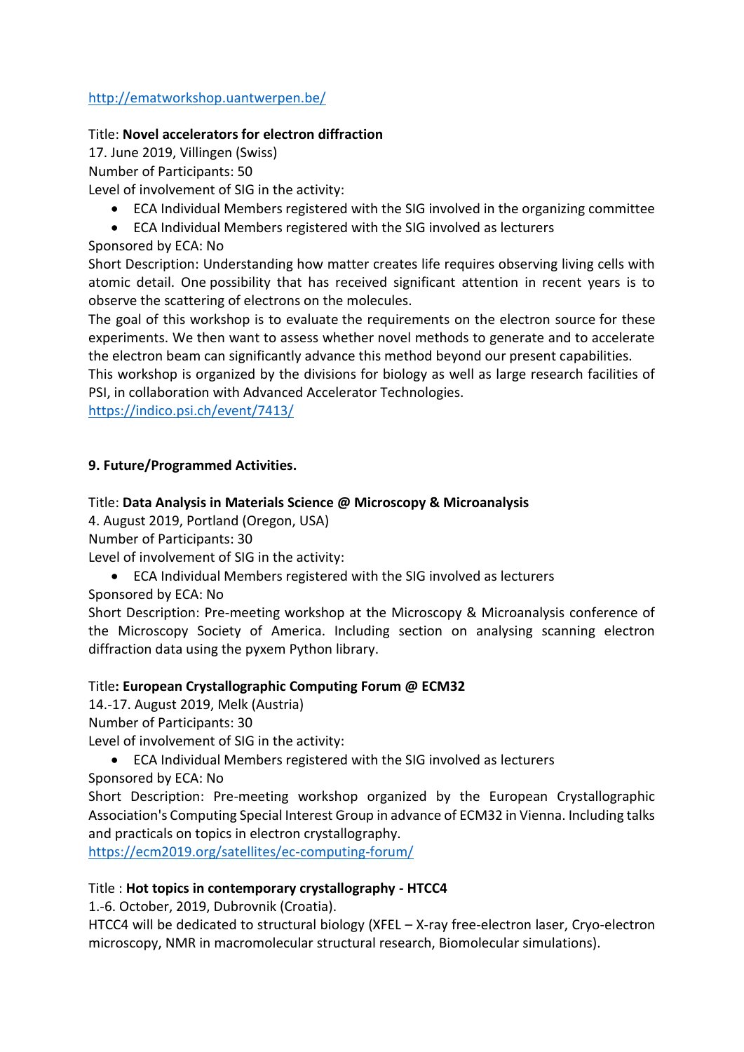http://ematworkshop.uantwerpen.be/

Title: **Novel accelerators for electron diffraction**
17. June 2019, Villingen (Swiss)
Number of Participants: 50
Level of involvement of SIG in the activity:

- ECA Individual Members registered with the SIG involved in the organizing committee
- ECA Individual Members registered with the SIG involved as lecturers

Sponsored by ECA: No
Short Description: Understanding how matter creates life requires observing living cells with atomic detail. One possibility that has received significant attention in recent years is to observe the scattering of electrons on the molecules.
The goal of this workshop is to evaluate the requirements on the electron source for these experiments. We then want to assess whether novel methods to generate and to accelerate the electron beam can significantly advance this method beyond our present capabilities.
This workshop is organized by the divisions for biology as well as large research facilities of PSI, in collaboration with Advanced Accelerator Technologies.
https://indico.psi.ch/event/7413/

**9. Future/Programmed Activities.**

Title: **Data Analysis in Materials Science @ Microscopy & Microanalysis**
4. August 2019, Portland (Oregon, USA)
Number of Participants: 30
Level of involvement of SIG in the activity:

- ECA Individual Members registered with the SIG involved as lecturers

Sponsored by ECA: No
Short Description: Pre-meeting workshop at the Microscopy & Microanalysis conference of the Microscopy Society of America. Including section on analysing scanning electron diffraction data using the pyxem Python library.

Title**: European Crystallographic Computing Forum @ ECM32**
14.-17. August 2019, Melk (Austria)
Number of Participants: 30
Level of involvement of SIG in the activity:

- ECA Individual Members registered with the SIG involved as lecturers

Sponsored by ECA: No
Short Description: Pre-meeting workshop organized by the European Crystallographic Association's Computing Special Interest Group in advance of ECM32 in Vienna. Including talks and practicals on topics in electron crystallography.
https://ecm2019.org/satellites/ec-computing-forum/

Title : **Hot topics in contemporary crystallography - HTCC4**
1.-6. October, 2019, Dubrovnik (Croatia).
HTCC4 will be dedicated to structural biology (XFEL – X-ray free-electron laser, Cryo-electron microscopy, NMR in macromolecular structural research, Biomolecular simulations).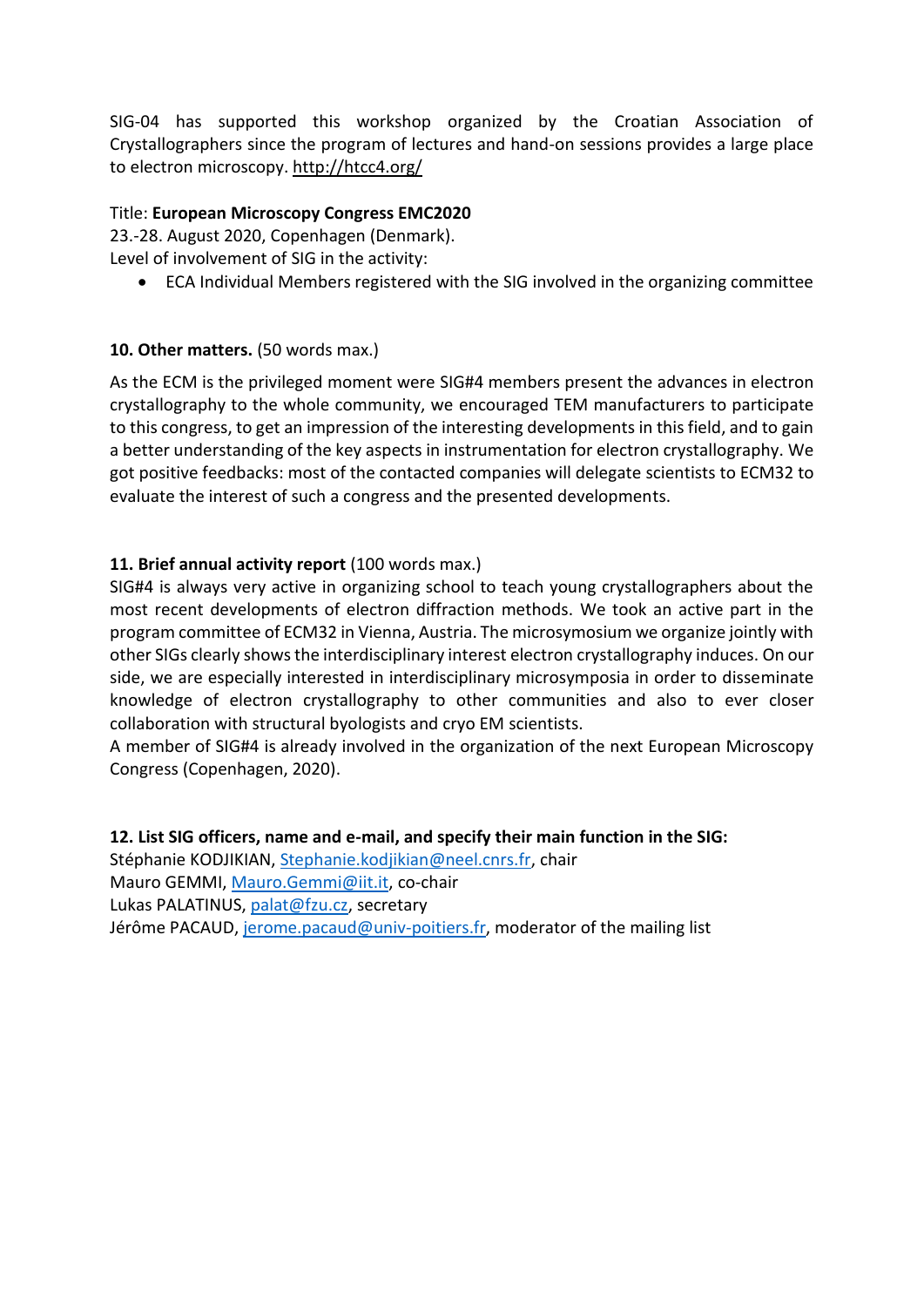SIG-04 has supported this workshop organized by the Croatian Association of Crystallographers since the program of lectures and hand-on sessions provides a large place to electron microscopy. http://htcc4.org/

Title: **European Microscopy Congress EMC2020**
23.-28. August 2020, Copenhagen (Denmark).
Level of involvement of SIG in the activity:

- ECA Individual Members registered with the SIG involved in the organizing committee

**10. Other matters.** (50 words max.)

As the ECM is the privileged moment were SIG#4 members present the advances in electron crystallography to the whole community, we encouraged TEM manufacturers to participate to this congress, to get an impression of the interesting developments in this field, and to gain a better understanding of the key aspects in instrumentation for electron crystallography. We got positive feedbacks: most of the contacted companies will delegate scientists to ECM32 to evaluate the interest of such a congress and the presented developments.

**11. Brief annual activity report** (100 words max.)
SIG#4 is always very active in organizing school to teach young crystallographers about the most recent developments of electron diffraction methods. We took an active part in the program committee of ECM32 in Vienna, Austria. The microsymosium we organize jointly with other SIGs clearly shows the interdisciplinary interest electron crystallography induces. On our side, we are especially interested in interdisciplinary microsymposia in order to disseminate knowledge of electron crystallography to other communities and also to ever closer collaboration with structural byologists and cryo EM scientists.
A member of SIG#4 is already involved in the organization of the next European Microscopy Congress (Copenhagen, 2020).

**12. List SIG officers, name and e-mail, and specify their main function in the SIG:**
Stéphanie KODJIKIAN, Stephanie.kodjikian@neel.cnrs.fr, chair
Mauro GEMMI, Mauro.Gemmi@iit.it, co-chair
Lukas PALATINUS, palat@fzu.cz, secretary
Jérôme PACAUD, jerome.pacaud@univ-poitiers.fr, moderator of the mailing list